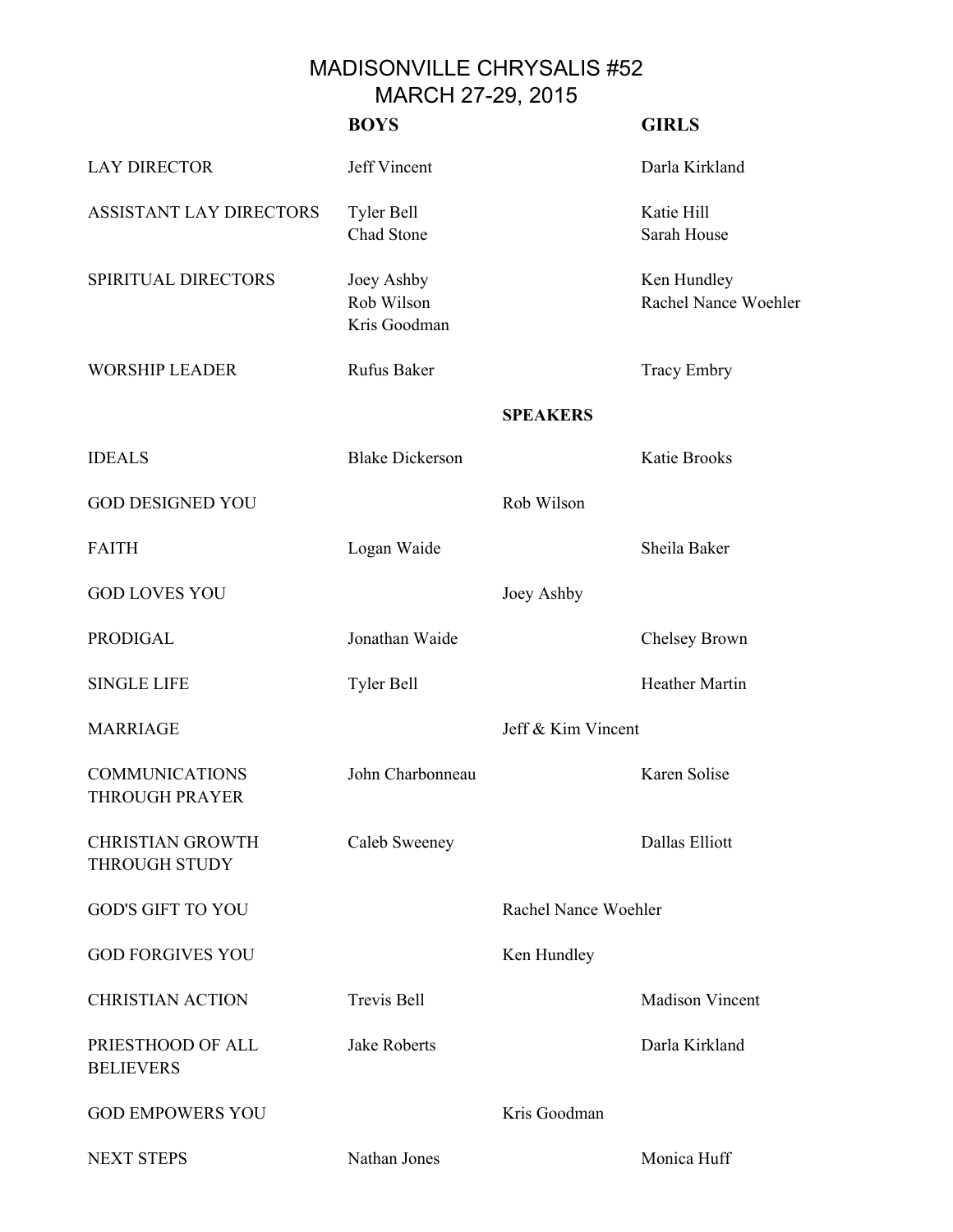# MADISONVILLE CHRYSALIS #52
## MARCH 27-29, 2015

| | BOYS | | GIRLS |
|---|---|---|---|
| LAY DIRECTOR | Jeff Vincent | | Darla Kirkland |
| ASSISTANT LAY DIRECTORS | Tyler Bell<br>Chad Stone | | Katie Hill<br>Sarah House |
| SPIRITUAL DIRECTORS | Joey Ashby<br>Rob Wilson<br>Kris Goodman | | Ken Hundley<br>Rachel Nance Woehler |
| WORSHIP LEADER | Rufus Baker | | Tracy Embry |
| | | **SPEAKERS** | |
| IDEALS | Blake Dickerson | | Katie Brooks |
| GOD DESIGNED YOU | | Rob Wilson | |
| FAITH | Logan Waide | | Sheila Baker |
| GOD LOVES YOU | | Joey Ashby | |
| PRODIGAL | Jonathan Waide | | Chelsey Brown |
| SINGLE LIFE | Tyler Bell | | Heather Martin |
| MARRIAGE | | Jeff & Kim Vincent | |
| COMMUNICATIONS THROUGH PRAYER | John Charbonneau | | Karen Solise |
| CHRISTIAN GROWTH THROUGH STUDY | Caleb Sweeney | | Dallas Elliott |
| GOD'S GIFT TO YOU | | Rachel Nance Woehler | |
| GOD FORGIVES YOU | | Ken Hundley | |
| CHRISTIAN ACTION | Trevis Bell | | Madison Vincent |
| PRIESTHOOD OF ALL BELIEVERS | Jake Roberts | | Darla Kirkland |
| GOD EMPOWERS YOU | | Kris Goodman | |
| NEXT STEPS | Nathan Jones | | Monica Huff |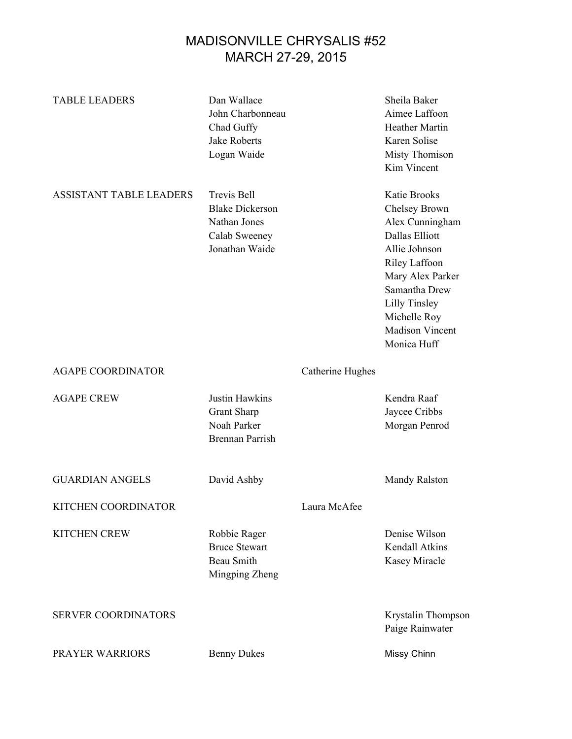# MADISONVILLE CHRYSALIS #52
## MARCH 27-29, 2015

| | | | |
|---|---|---|---|
| TABLE LEADERS | Dan Wallace<br>John Charbonneau<br>Chad Guffy<br>Jake Roberts<br>Logan Waide | | Sheila Baker<br>Aimee Laffoon<br>Heather Martin<br>Karen Solise<br>Misty Thomison<br>Kim Vincent |
| ASSISTANT TABLE LEADERS | Trevis Bell<br>Blake Dickerson<br>Nathan Jones<br>Calab Sweeney<br>Jonathan Waide | | Katie Brooks<br>Chelsey Brown<br>Alex Cunningham<br>Dallas Elliott<br>Allie Johnson<br>Riley Laffoon<br>Mary Alex Parker<br>Samantha Drew<br>Lilly Tinsley<br>Michelle Roy<br>Madison Vincent<br>Monica Huff |
| AGAPE COORDINATOR | | Catherine Hughes | |
| AGAPE CREW | Justin Hawkins<br>Grant Sharp<br>Noah Parker<br>Brennan Parrish | | Kendra Raaf<br>Jaycee Cribbs<br>Morgan Penrod |
| GUARDIAN ANGELS | David Ashby | | Mandy Ralston |
| KITCHEN COORDINATOR | | Laura McAfee | |
| KITCHEN CREW | Robbie Rager<br>Bruce Stewart<br>Beau Smith<br>Mingping Zheng | | Denise Wilson<br>Kendall Atkins<br>Kasey Miracle |
| SERVER COORDINATORS | | | Krystalin Thompson<br>Paige Rainwater |
| PRAYER WARRIORS | Benny Dukes | | Missy Chinn |